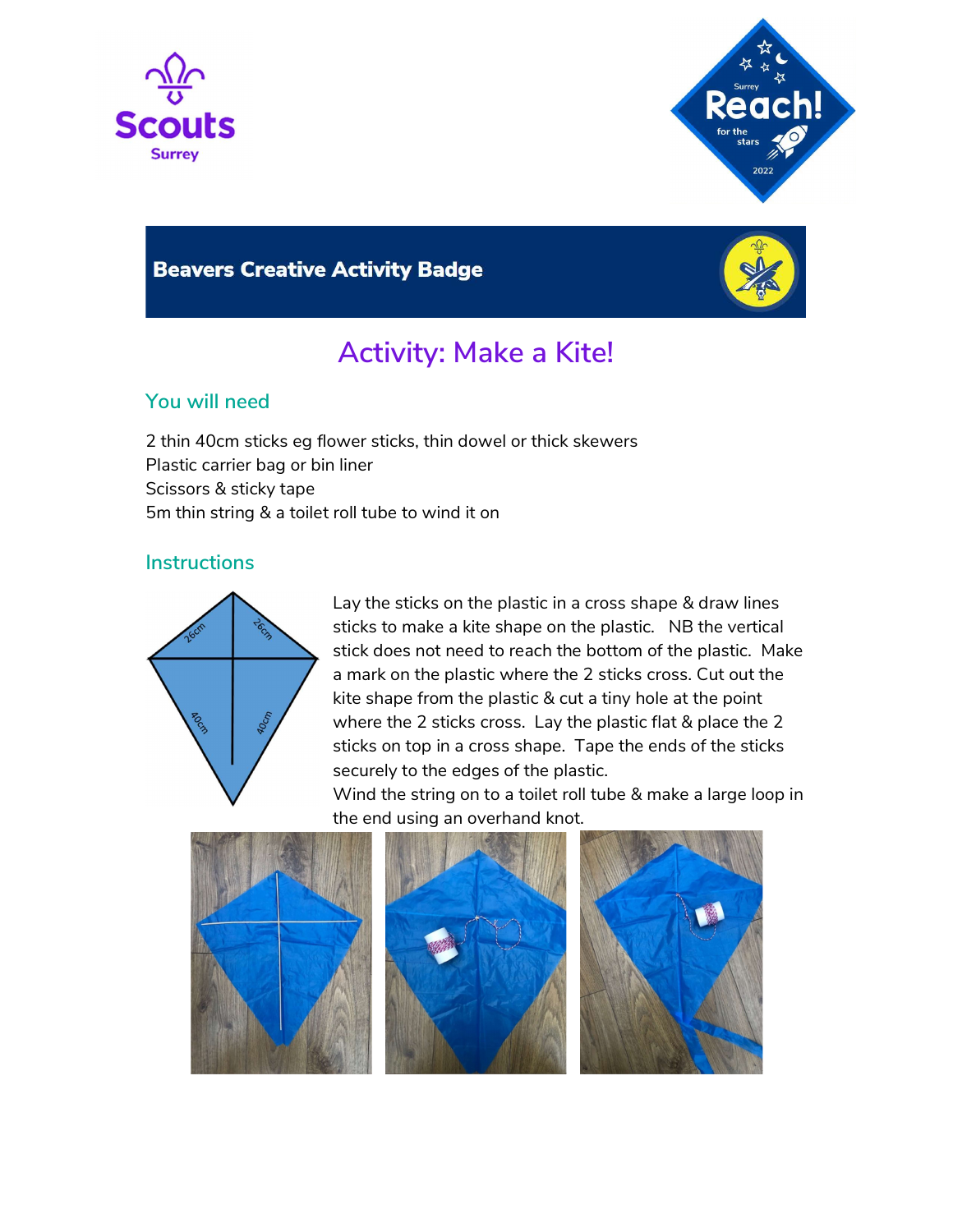Scouts Surrey

Surrey Reach! for the stars 2022

## Beavers Creative Activity Badge

# Activity: Make a Kite!

## You will need

2 thin 40cm sticks eg flower sticks, thin dowel or thick skewers
Plastic carrier bag or bin liner
Scissors & sticky tape
5m thin string & a toilet roll tube to wind it on

## Instructions

26cm 26cm 40cm 40cm

Lay the sticks on the plastic in a cross shape & draw lines sticks to make a kite shape on the plastic. NB the vertical stick does not need to reach the bottom of the plastic. Make a mark on the plastic where the 2 sticks cross. Cut out the kite shape from the plastic & cut a tiny hole at the point where the 2 sticks cross. Lay the plastic flat & place the 2 sticks on top in a cross shape. Tape the ends of the sticks securely to the edges of the plastic.

Wind the string on to a toilet roll tube & make a large loop in the end using an overhand knot.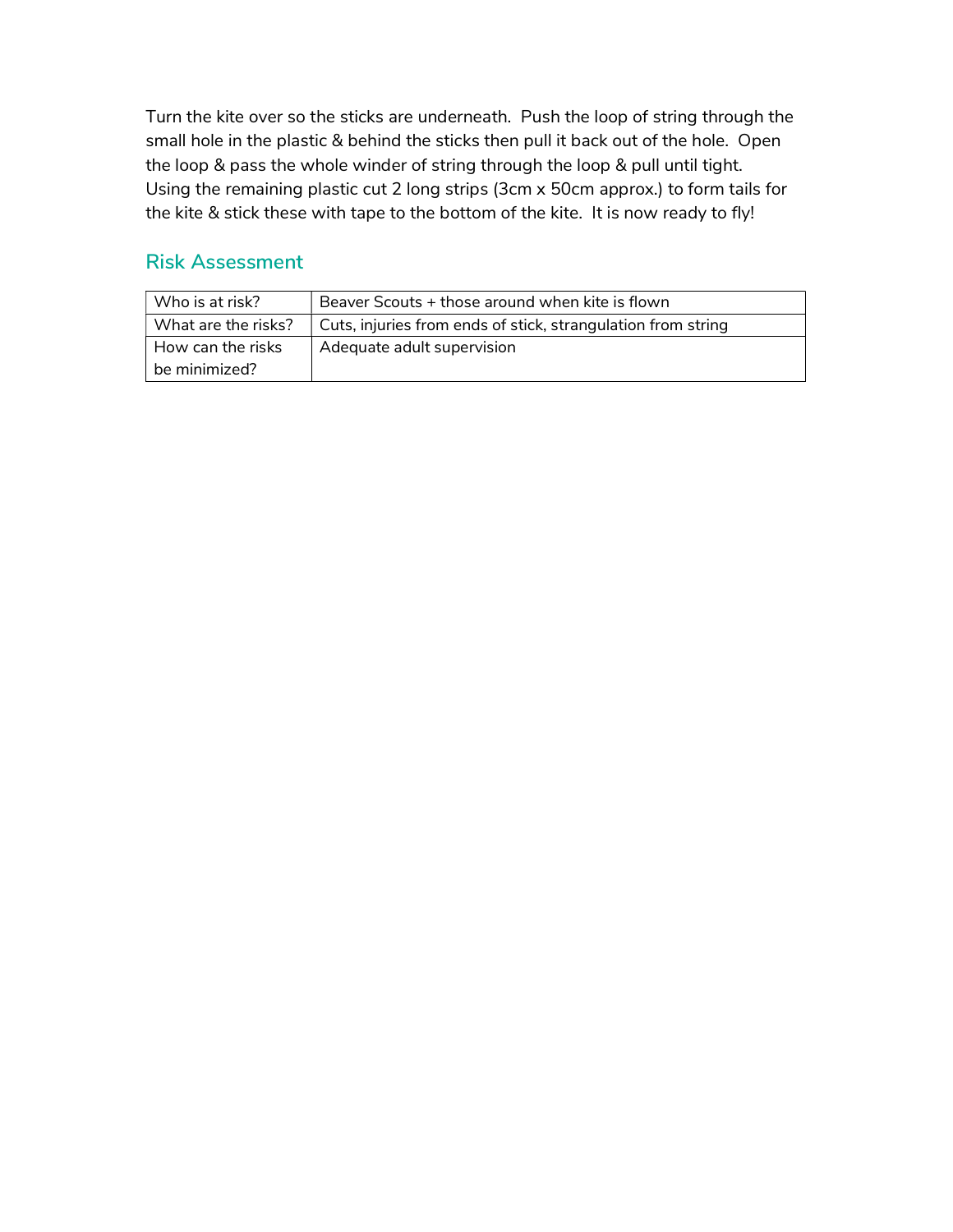Turn the kite over so the sticks are underneath. Push the loop of string through the small hole in the plastic & behind the sticks then pull it back out of the hole. Open the loop & pass the whole winder of string through the loop & pull until tight. Using the remaining plastic cut 2 long strips (3cm x 50cm approx.) to form tails for the kite & stick these with tape to the bottom of the kite. It is now ready to fly!

## Risk Assessment

| | |
|---|---|
| Who is at risk? | Beaver Scouts + those around when kite is flown |
| What are the risks? | Cuts, injuries from ends of stick, strangulation from string |
| How can the risks be minimized? | Adequate adult supervision |